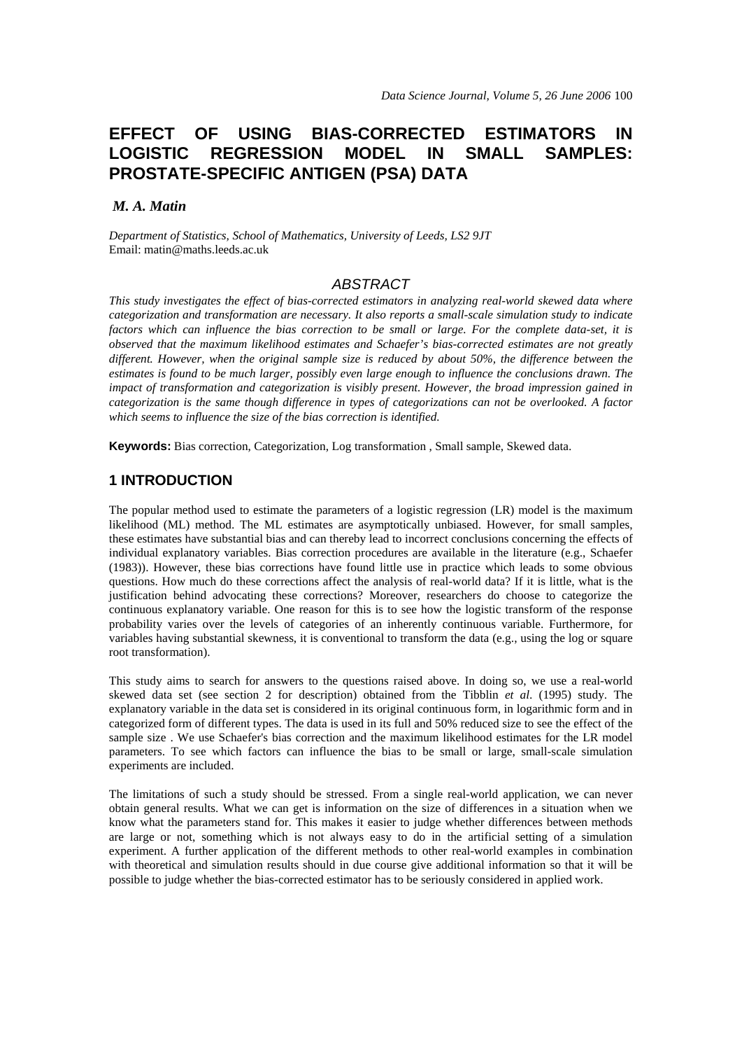# EFFECT OF USING BIAS-CORRECTED ESTIMATORS IN LOGISTIC REGRESSION MODEL IN SMALL SAMPLES: PROSTATE-SPECIFIC ANTIGEN (PSA) DATA

***M. A. Matin***

*Department of Statistics, School of Mathematics, University of Leeds, LS2 9JT*
Email: matin@maths.leeds.ac.uk

## *ABSTRACT*

*This study investigates the effect of bias-corrected estimators in analyzing real-world skewed data where categorization and transformation are necessary. It also reports a small-scale simulation study to indicate factors which can influence the bias correction to be small or large. For the complete data-set, it is observed that the maximum likelihood estimates and Schaefer's bias-corrected estimates are not greatly different. However, when the original sample size is reduced by about 50%, the difference between the estimates is found to be much larger, possibly even large enough to influence the conclusions drawn. The impact of transformation and categorization is visibly present. However, the broad impression gained in categorization is the same though difference in types of categorizations can not be overlooked. A factor which seems to influence the size of the bias correction is identified.*

**Keywords:** Bias correction, Categorization, Log transformation , Small sample, Skewed data.

## 1 INTRODUCTION

The popular method used to estimate the parameters of a logistic regression (LR) model is the maximum likelihood (ML) method. The ML estimates are asymptotically unbiased. However, for small samples, these estimates have substantial bias and can thereby lead to incorrect conclusions concerning the effects of individual explanatory variables. Bias correction procedures are available in the literature (e.g., Schaefer (1983)). However, these bias corrections have found little use in practice which leads to some obvious questions. How much do these corrections affect the analysis of real-world data? If it is little, what is the justification behind advocating these corrections? Moreover, researchers do choose to categorize the continuous explanatory variable. One reason for this is to see how the logistic transform of the response probability varies over the levels of categories of an inherently continuous variable. Furthermore, for variables having substantial skewness, it is conventional to transform the data (e.g., using the log or square root transformation).

This study aims to search for answers to the questions raised above. In doing so, we use a real-world skewed data set (see section 2 for description) obtained from the Tibblin *et al*. (1995) study. The explanatory variable in the data set is considered in its original continuous form, in logarithmic form and in categorized form of different types. The data is used in its full and 50% reduced size to see the effect of the sample size . We use Schaefer's bias correction and the maximum likelihood estimates for the LR model parameters. To see which factors can influence the bias to be small or large, small-scale simulation experiments are included.

The limitations of such a study should be stressed. From a single real-world application, we can never obtain general results. What we can get is information on the size of differences in a situation when we know what the parameters stand for. This makes it easier to judge whether differences between methods are large or not, something which is not always easy to do in the artificial setting of a simulation experiment. A further application of the different methods to other real-world examples in combination with theoretical and simulation results should in due course give additional information so that it will be possible to judge whether the bias-corrected estimator has to be seriously considered in applied work.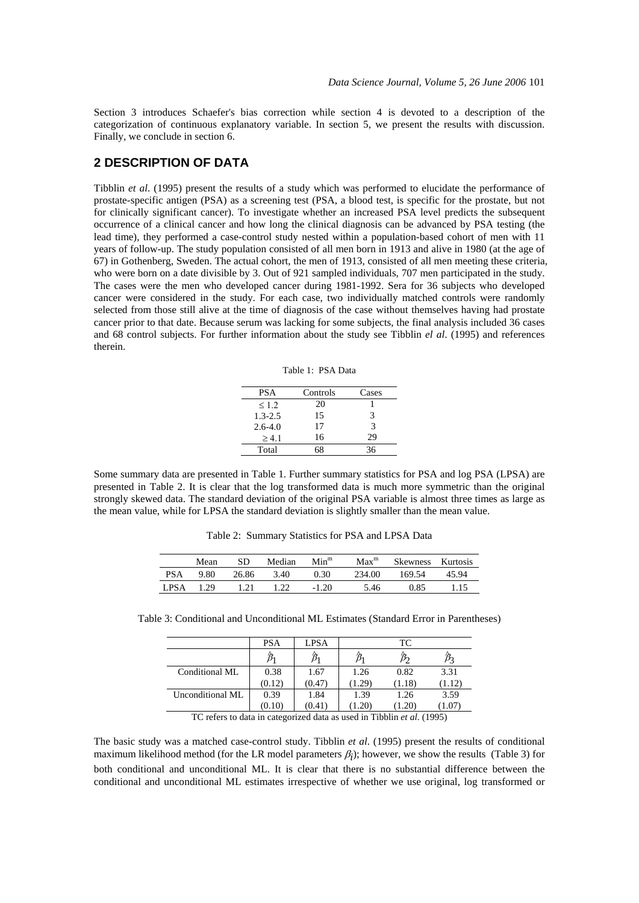Section 3 introduces Schaefer's bias correction while section 4 is devoted to a description of the categorization of continuous explanatory variable. In section 5, we present the results with discussion. Finally, we conclude in section 6.

## 2 DESCRIPTION OF DATA

Tibblin *et al*. (1995) present the results of a study which was performed to elucidate the performance of prostate-specific antigen (PSA) as a screening test (PSA, a blood test, is specific for the prostate, but not for clinically significant cancer). To investigate whether an increased PSA level predicts the subsequent occurrence of a clinical cancer and how long the clinical diagnosis can be advanced by PSA testing (the lead time), they performed a case-control study nested within a population-based cohort of men with 11 years of follow-up. The study population consisted of all men born in 1913 and alive in 1980 (at the age of 67) in Gothenberg, Sweden. The actual cohort, the men of 1913, consisted of all men meeting these criteria, who were born on a date divisible by 3. Out of 921 sampled individuals, 707 men participated in the study. The cases were the men who developed cancer during 1981-1992. Sera for 36 subjects who developed cancer were considered in the study. For each case, two individually matched controls were randomly selected from those still alive at the time of diagnosis of the case without themselves having had prostate cancer prior to that date. Because serum was lacking for some subjects, the final analysis included 36 cases and 68 control subjects. For further information about the study see Tibblin *el al*. (1995) and references therein.

Table 1: PSA Data

| PSA | Controls | Cases |
|---|---|---|
| ≤ 1.2 | 20 | 1 |
| 1.3-2.5 | 15 | 3 |
| 2.6-4.0 | 17 | 3 |
| ≥ 4.1 | 16 | 29 |
| Total | 68 | 36 |

Some summary data are presented in Table 1. Further summary statistics for PSA and log PSA (LPSA) are presented in Table 2. It is clear that the log transformed data is much more symmetric than the original strongly skewed data. The standard deviation of the original PSA variable is almost three times as large as the mean value, while for LPSA the standard deviation is slightly smaller than the mean value.

Table 2: Summary Statistics for PSA and LPSA Data

| | Mean | SD | Median | Min$^{m}$ | Max$^{m}$ | Skewness | Kurtosis |
|---|---|---|---|---|---|---|---|
| PSA | 9.80 | 26.86 | 3.40 | 0.30 | 234.00 | 169.54 | 45.94 |
| LPSA | 1.29 | 1.21 | 1.22 | -1.20 | 5.46 | 0.85 | 1.15 |

Table 3: Conditional and Unconditional ML Estimates (Standard Error in Parentheses)

| | PSA | LPSA | TC | | |
|---|---|---|---|---|---|
| | $\hat{\beta}_1$ | $\hat{\beta}_1$ | $\hat{\beta}_1$ | $\hat{\beta}_2$ | $\hat{\beta}_3$ |
| Conditional ML | 0.38 | 1.67 | 1.26 | 0.82 | 3.31 |
| | (0.12) | (0.47) | (1.29) | (1.18) | (1.12) |
| Unconditional ML | 0.39 | 1.84 | 1.39 | 1.26 | 3.59 |
| | (0.10) | (0.41) | (1.20) | (1.20) | (1.07) |

TC refers to data in categorized data as used in Tibblin *et al*. (1995)

The basic study was a matched case-control study. Tibblin *et al*. (1995) present the results of conditional maximum likelihood method (for the LR model parameters $\beta_i$); however, we show the results (Table 3) for both conditional and unconditional ML. It is clear that there is no substantial difference between the conditional and unconditional ML estimates irrespective of whether we use original, log transformed or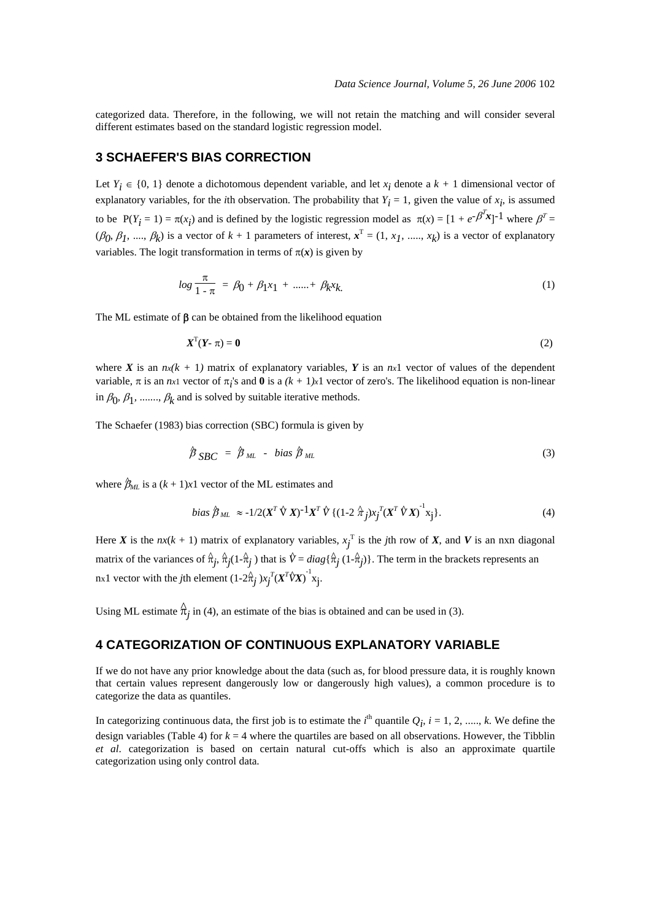categorized data. Therefore, in the following, we will not retain the matching and will consider several different estimates based on the standard logistic regression model.

## 3 SCHAEFER'S BIAS CORRECTION

Let $Y_i \in \{0, 1\}$ denote a dichotomous dependent variable, and let $x_i$ denote a $k + 1$ dimensional vector of explanatory variables, for the *i*th observation. The probability that $Y_i = 1$, given the value of $x_i$, is assumed to be $P(Y_i = 1) = \pi(x_i)$ and is defined by the logistic regression model as $\pi(x) = [1 + e^{-\beta^T \boldsymbol{x}}]^{-1}$ where $\beta^T = (\beta_0, \beta_1, ...., \beta_k)$ is a vector of $k + 1$ parameters of interest, $\boldsymbol{x}^T = (1, x_1, ....., x_k)$ is a vector of explanatory variables. The logit transformation in terms of $\pi(\boldsymbol{x})$ is given by

$$log \frac{\pi}{1 - \pi} = \beta_0 + \beta_1 x_1 + ......+ \beta_k x_k. \tag{1}$$

The ML estimate of $\boldsymbol{\beta}$ can be obtained from the likelihood equation

$$\boldsymbol{X}^T(\boldsymbol{Y} - \pi) = \boldsymbol{0} \tag{2}$$

where $\boldsymbol{X}$ is an $nx(k + 1)$ matrix of explanatory variables, $\boldsymbol{Y}$ is an $nx1$ vector of values of the dependent variable, $\pi$ is an $nx1$ vector of $\pi_i$'s and $\boldsymbol{0}$ is a $(k + 1)x1$ vector of zero's. The likelihood equation is non-linear in $\beta_0, \beta_1, ......., \beta_k$ and is solved by suitable iterative methods.

The Schaefer (1983) bias correction (SBC) formula is given by

$$\hat{\beta}_{SBC} = \hat{\beta}_{ML} - bias\, \hat{\beta}_{ML} \tag{3}$$

where $\hat{\beta}_{ML}$ is a $(k + 1)x1$ vector of the ML estimates and

$$bias\, \hat{\beta}_{ML} \approx -1/2(\boldsymbol{X}^T \hat{V} \boldsymbol{X})^{-1} \boldsymbol{X}^T \hat{V} \{(1-2\, \hat{\pi}_j) x_j^T (\boldsymbol{X}^T \hat{V} \boldsymbol{X})^{-1} x_j\}. \tag{4}$$

Here $\boldsymbol{X}$ is the $nx(k + 1)$ matrix of explanatory variables, $x_j^T$ is the *j*th row of $\boldsymbol{X}$, and $\boldsymbol{V}$ is an nxn diagonal matrix of the variances of $\hat{\pi}_j$, $\hat{\pi}_j(1-\hat{\pi}_j)$ that is $\hat{V} = diag\{\hat{\pi}_j(1-\hat{\pi}_j)\}$. The term in the brackets represents an $nx1$ vector with the *j*th element $(1-2\hat{\pi}_j) x_j^T (\boldsymbol{X}^T \hat{V} \boldsymbol{X})^{-1} x_j$.

Using ML estimate $\hat{\pi}_j$ in (4), an estimate of the bias is obtained and can be used in (3).

## 4 CATEGORIZATION OF CONTINUOUS EXPLANATORY VARIABLE

If we do not have any prior knowledge about the data (such as, for blood pressure data, it is roughly known that certain values represent dangerously low or dangerously high values), a common procedure is to categorize the data as quantiles.

In categorizing continuous data, the first job is to estimate the $i^{th}$ quantile $Q_i$, $i = 1, 2, ....., k$. We define the design variables (Table 4) for $k = 4$ where the quartiles are based on all observations. However, the Tibblin *et al*. categorization is based on certain natural cut-offs which is also an approximate quartile categorization using only control data.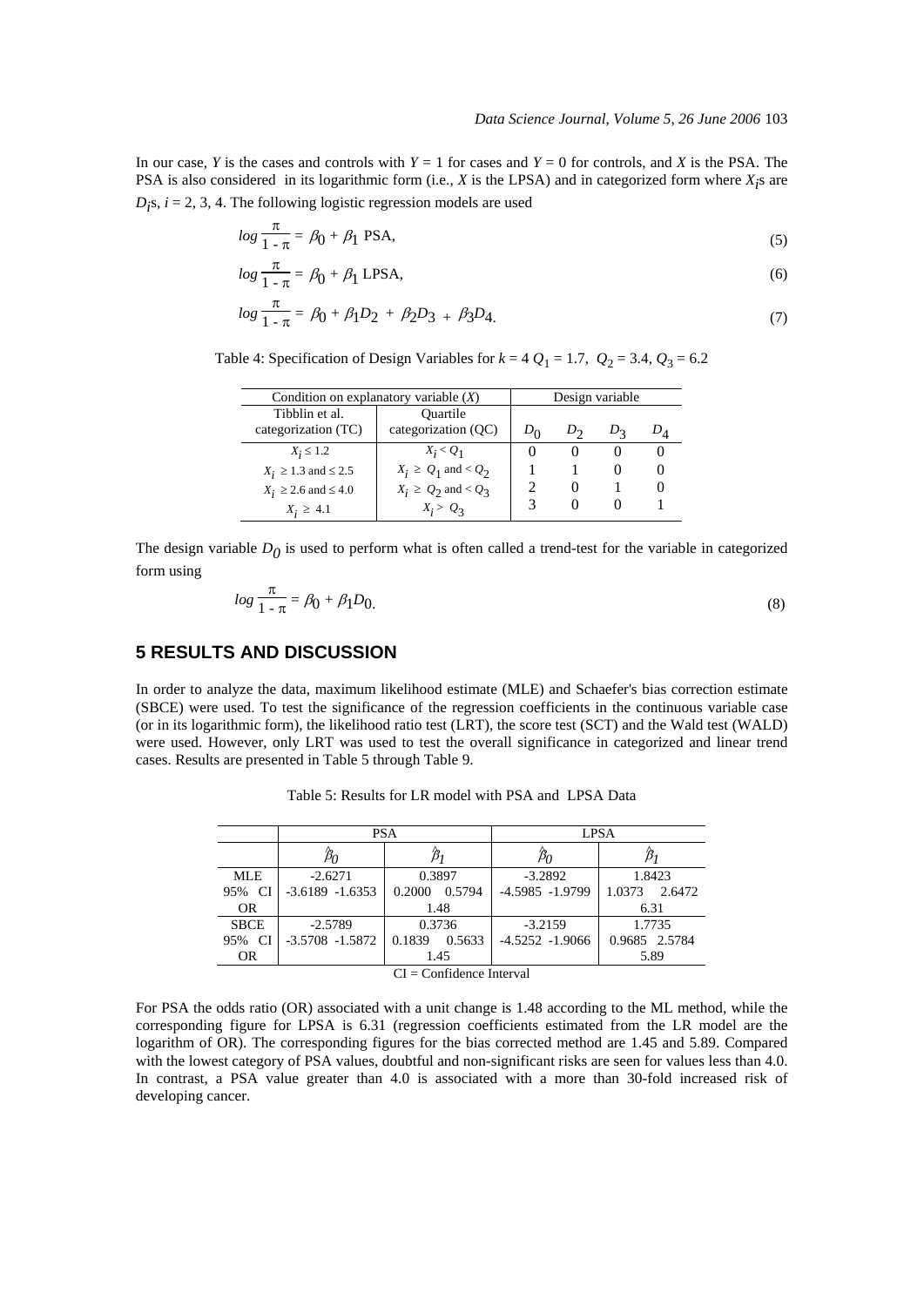In our case, $Y$ is the cases and controls with $Y = 1$ for cases and $Y = 0$ for controls, and $X$ is the PSA. The PSA is also considered in its logarithmic form (i.e., $X$ is the LPSA) and in categorized form where $X_i$s are $D_i$s, $i = 2, 3, 4$. The following logistic regression models are used

$$log \frac{\pi}{1 - \pi} = \beta_0 + \beta_1 \text{ PSA}, \tag{5}$$

$$log \frac{\pi}{1 - \pi} = \beta_0 + \beta_1 \text{ LPSA}, \tag{6}$$

$$log \frac{\pi}{1 - \pi} = \beta_0 + \beta_1 D_2 + \beta_2 D_3 + \beta_3 D_4. \tag{7}$$

Table 4: Specification of Design Variables for $k = 4$ $Q_1 = 1.7$, $Q_2 = 3.4$, $Q_3 = 6.2$

| Condition on explanatory variable ($X$) | | Design variable | | | |
|---|---|---|---|---|---|
| Tibblin et al. categorization (TC) | Quartile categorization (QC) | $D_0$ | $D_2$ | $D_3$ | $D_4$ |
| $X_i \leq 1.2$ | $X_i < Q_1$ | 0 | 0 | 0 | 0 |
| $X_i \geq 1.3$ and $\leq 2.5$ | $X_i \geq Q_1$ and $< Q_2$ | 1 | 1 | 0 | 0 |
| $X_i \geq 2.6$ and $\leq 4.0$ | $X_i \geq Q_2$ and $< Q_3$ | 2 | 0 | 1 | 0 |
| $X_i \geq 4.1$ | $X_i > Q_3$ | 3 | 0 | 0 | 1 |

The design variable $D_0$ is used to perform what is often called a trend-test for the variable in categorized form using

$$log \frac{\pi}{1 - \pi} = \beta_0 + \beta_1 D_0. \tag{8}$$

## 5 RESULTS AND DISCUSSION

In order to analyze the data, maximum likelihood estimate (MLE) and Schaefer's bias correction estimate (SBCE) were used. To test the significance of the regression coefficients in the continuous variable case (or in its logarithmic form), the likelihood ratio test (LRT), the score test (SCT) and the Wald test (WALD) were used. However, only LRT was used to test the overall significance in categorized and linear trend cases. Results are presented in Table 5 through Table 9.

Table 5: Results for LR model with PSA and LPSA Data

| | PSA | | LPSA | |
|---|---|---|---|---|
| | $\hat{\beta}_0$ | $\hat{\beta}_1$ | $\hat{\beta}_0$ | $\hat{\beta}_1$ |
| MLE | -2.6271 | 0.3897 | -3.2892 | 1.8423 |
| 95% CI | -3.6189 -1.6353 | 0.2000 0.5794 | -4.5985 -1.9799 | 1.0373 2.6472 |
| OR | | 1.48 | | 6.31 |
| SBCE | -2.5789 | 0.3736 | -3.2159 | 1.7735 |
| 95% CI | -3.5708 -1.5872 | 0.1839 0.5633 | -4.5252 -1.9066 | 0.9685 2.5784 |
| OR | | 1.45 | | 5.89 |

CI = Confidence Interval

For PSA the odds ratio (OR) associated with a unit change is 1.48 according to the ML method, while the corresponding figure for LPSA is 6.31 (regression coefficients estimated from the LR model are the logarithm of OR). The corresponding figures for the bias corrected method are 1.45 and 5.89. Compared with the lowest category of PSA values, doubtful and non-significant risks are seen for values less than 4.0. In contrast, a PSA value greater than 4.0 is associated with a more than 30-fold increased risk of developing cancer.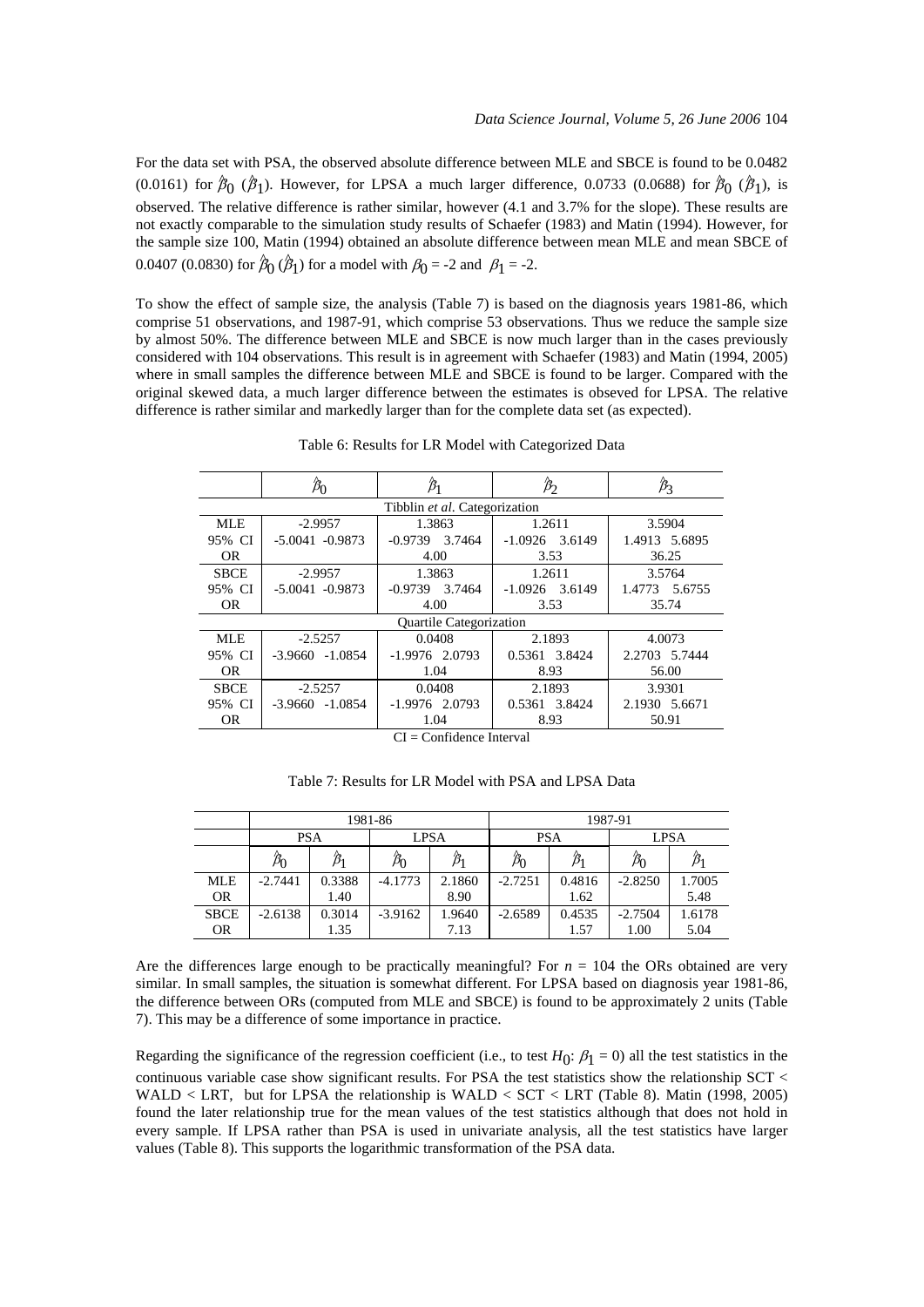For the data set with PSA, the observed absolute difference between MLE and SBCE is found to be 0.0482 (0.0161) for $\hat{\beta}_0$ ($\hat{\beta}_1$). However, for LPSA a much larger difference, 0.0733 (0.0688) for $\hat{\beta}_0$ ($\hat{\beta}_1$), is observed. The relative difference is rather similar, however (4.1 and 3.7% for the slope). These results are not exactly comparable to the simulation study results of Schaefer (1983) and Matin (1994). However, for the sample size 100, Matin (1994) obtained an absolute difference between mean MLE and mean SBCE of 0.0407 (0.0830) for $\hat{\beta}_0$ ($\hat{\beta}_1$) for a model with $\beta_0$ = -2 and $\beta_1$ = -2.

To show the effect of sample size, the analysis (Table 7) is based on the diagnosis years 1981-86, which comprise 51 observations, and 1987-91, which comprise 53 observations. Thus we reduce the sample size by almost 50%. The difference between MLE and SBCE is now much larger than in the cases previously considered with 104 observations. This result is in agreement with Schaefer (1983) and Matin (1994, 2005) where in small samples the difference between MLE and SBCE is found to be larger. Compared with the original skewed data, a much larger difference between the estimates is obseved for LPSA. The relative difference is rather similar and markedly larger than for the complete data set (as expected).

Table 6: Results for LR Model with Categorized Data

| | $\hat{\beta}_0$ | $\hat{\beta}_1$ | $\hat{\beta}_2$ | $\hat{\beta}_3$ |
|---|---|---|---|---|
| | | Tibblin *et al*. Categorization | | |
| MLE | -2.9957 | 1.3863 | 1.2611 | 3.5904 |
| 95% CI | -5.0041 -0.9873 | -0.9739 3.7464 | -1.0926 3.6149 | 1.4913 5.6895 |
| OR | | 4.00 | 3.53 | 36.25 |
| SBCE | -2.9957 | 1.3863 | 1.2611 | 3.5764 |
| 95% CI | -5.0041 -0.9873 | -0.9739 3.7464 | -1.0926 3.6149 | 1.4773 5.6755 |
| OR | | 4.00 | 3.53 | 35.74 |
| | | Quartile Categorization | | |
| MLE | -2.5257 | 0.0408 | 2.1893 | 4.0073 |
| 95% CI | -3.9660 -1.0854 | -1.9976 2.0793 | 0.5361 3.8424 | 2.2703 5.7444 |
| OR | | 1.04 | 8.93 | 56.00 |
| SBCE | -2.5257 | 0.0408 | 2.1893 | 3.9301 |
| 95% CI | -3.9660 -1.0854 | -1.9976 2.0793 | 0.5361 3.8424 | 2.1930 5.6671 |
| OR | | 1.04 | 8.93 | 50.91 |

CI = Confidence Interval

Table 7: Results for LR Model with PSA and LPSA Data

| | 1981-86 | | | | 1987-91 | | | |
|---|---|---|---|---|---|---|---|---|
| | PSA | | LPSA | | PSA | | LPSA | |
| | $\hat{\beta}_0$ | $\hat{\beta}_1$ | $\hat{\beta}_0$ | $\hat{\beta}_1$ | $\hat{\beta}_0$ | $\hat{\beta}_1$ | $\hat{\beta}_0$ | $\hat{\beta}_1$ |
| MLE | -2.7441 | 0.3388 | -4.1773 | 2.1860 | -2.7251 | 0.4816 | -2.8250 | 1.7005 |
| OR | | 1.40 | | 8.90 | | 1.62 | | 5.48 |
| SBCE | -2.6138 | 0.3014 | -3.9162 | 1.9640 | -2.6589 | 0.4535 | -2.7504 | 1.6178 |
| OR | | 1.35 | | 7.13 | | 1.57 | 1.00 | 5.04 |

Are the differences large enough to be practically meaningful? For $n$ = 104 the ORs obtained are very similar. In small samples, the situation is somewhat different. For LPSA based on diagnosis year 1981-86, the difference between ORs (computed from MLE and SBCE) is found to be approximately 2 units (Table 7). This may be a difference of some importance in practice.

Regarding the significance of the regression coefficient (i.e., to test $H_0$: $\beta_1 = 0$) all the test statistics in the continuous variable case show significant results. For PSA the test statistics show the relationship SCT < WALD < LRT, but for LPSA the relationship is WALD < SCT < LRT (Table 8). Matin (1998, 2005) found the later relationship true for the mean values of the test statistics although that does not hold in every sample. If LPSA rather than PSA is used in univariate analysis, all the test statistics have larger values (Table 8). This supports the logarithmic transformation of the PSA data.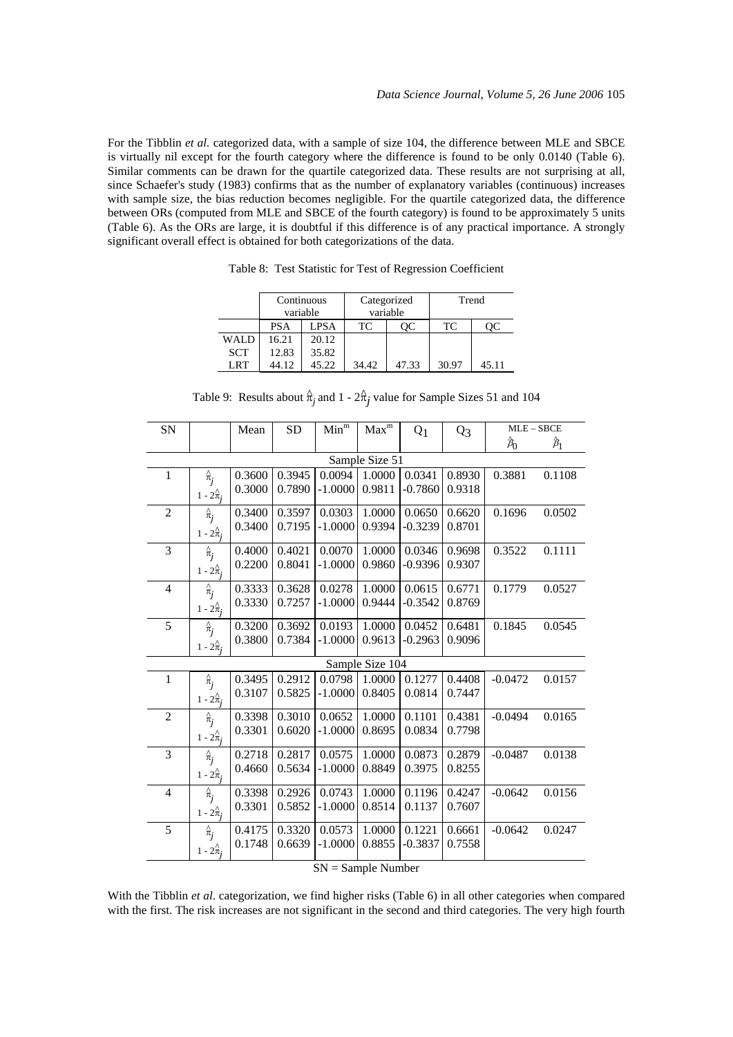For the Tibblin *et al.* categorized data, with a sample of size 104, the difference between MLE and SBCE is virtually nil except for the fourth category where the difference is found to be only 0.0140 (Table 6). Similar comments can be drawn for the quartile categorized data. These results are not surprising at all, since Schaefer's study (1983) confirms that as the number of explanatory variables (continuous) increases with sample size, the bias reduction becomes negligible. For the quartile categorized data, the difference between ORs (computed from MLE and SBCE of the fourth category) is found to be approximately 5 units (Table 6). As the ORs are large, it is doubtful if this difference is of any practical importance. A strongly significant overall effect is obtained for both categorizations of the data.

Table 8: Test Statistic for Test of Regression Coefficient

| | Continuous variable | | Categorized variable | | Trend | |
|---|---|---|---|---|---|---|
| | PSA | LPSA | TC | QC | TC | QC |
| WALD | 16.21 | 20.12 | | | | |
| SCT | 12.83 | 35.82 | | | | |
| LRT | 44.12 | 45.22 | 34.42 | 47.33 | 30.97 | 45.11 |

Table 9: Results about $\hat{\pi}_j$ and $1 - 2\hat{\pi}_j$ value for Sample Sizes 51 and 104

| SN | | Mean | SD | Min[m] | Max[m] | $Q_1$ | $Q_3$ | MLE – SBCE $\hat{\beta}_0$ | MLE – SBCE $\hat{\beta}_1$ |
|---|---|---|---|---|---|---|---|---|---|
| **Sample Size 51** | | | | | | | | | |
| 1 | $\hat{\pi}_j$ | 0.3600 | 0.3945 | 0.0094 | 1.0000 | 0.0341 | 0.8930 | 0.3881 | 0.1108 |
| | $1 - 2\hat{\pi}_j$ | 0.3000 | 0.7890 | -1.0000 | 0.9811 | -0.7860 | 0.9318 | | |
| 2 | $\hat{\pi}_j$ | 0.3400 | 0.3597 | 0.0303 | 1.0000 | 0.0650 | 0.6620 | 0.1696 | 0.0502 |
| | $1 - 2\hat{\pi}_j$ | 0.3400 | 0.7195 | -1.0000 | 0.9394 | -0.3239 | 0.8701 | | |
| 3 | $\hat{\pi}_j$ | 0.4000 | 0.4021 | 0.0070 | 1.0000 | 0.0346 | 0.9698 | 0.3522 | 0.1111 |
| | $1 - 2\hat{\pi}_j$ | 0.2200 | 0.8041 | -1.0000 | 0.9860 | -0.9396 | 0.9307 | | |
| 4 | $\hat{\pi}_j$ | 0.3333 | 0.3628 | 0.0278 | 1.0000 | 0.0615 | 0.6771 | 0.1779 | 0.0527 |
| | $1 - 2\hat{\pi}_j$ | 0.3330 | 0.7257 | -1.0000 | 0.9444 | -0.3542 | 0.8769 | | |
| 5 | $\hat{\pi}_j$ | 0.3200 | 0.3692 | 0.0193 | 1.0000 | 0.0452 | 0.6481 | 0.1845 | 0.0545 |
| | $1 - 2\hat{\pi}_j$ | 0.3800 | 0.7384 | -1.0000 | 0.9613 | -0.2963 | 0.9096 | | |
| **Sample Size 104** | | | | | | | | | |
| 1 | $\hat{\pi}_j$ | 0.3495 | 0.2912 | 0.0798 | 1.0000 | 0.1277 | 0.4408 | -0.0472 | 0.0157 |
| | $1 - 2\hat{\pi}_j$ | 0.3107 | 0.5825 | -1.0000 | 0.8405 | 0.0814 | 0.7447 | | |
| 2 | $\hat{\pi}_j$ | 0.3398 | 0.3010 | 0.0652 | 1.0000 | 0.1101 | 0.4381 | -0.0494 | 0.0165 |
| | $1 - 2\hat{\pi}_j$ | 0.3301 | 0.6020 | -1.0000 | 0.8695 | 0.0834 | 0.7798 | | |
| 3 | $\hat{\pi}_j$ | 0.2718 | 0.2817 | 0.0575 | 1.0000 | 0.0873 | 0.2879 | -0.0487 | 0.0138 |
| | $1 - 2\hat{\pi}_j$ | 0.4660 | 0.5634 | -1.0000 | 0.8849 | 0.3975 | 0.8255 | | |
| 4 | $\hat{\pi}_j$ | 0.3398 | 0.2926 | 0.0743 | 1.0000 | 0.1196 | 0.4247 | -0.0642 | 0.0156 |
| | $1 - 2\hat{\pi}_j$ | 0.3301 | 0.5852 | -1.0000 | 0.8514 | 0.1137 | 0.7607 | | |
| 5 | $\hat{\pi}_j$ | 0.4175 | 0.3320 | 0.0573 | 1.0000 | 0.1221 | 0.6661 | -0.0642 | 0.0247 |
| | $1 - 2\hat{\pi}_j$ | 0.1748 | 0.6639 | -1.0000 | 0.8855 | -0.3837 | 0.7558 | | |

SN = Sample Number

With the Tibblin *et al*. categorization, we find higher risks (Table 6) in all other categories when compared with the first. The risk increases are not significant in the second and third categories. The very high fourth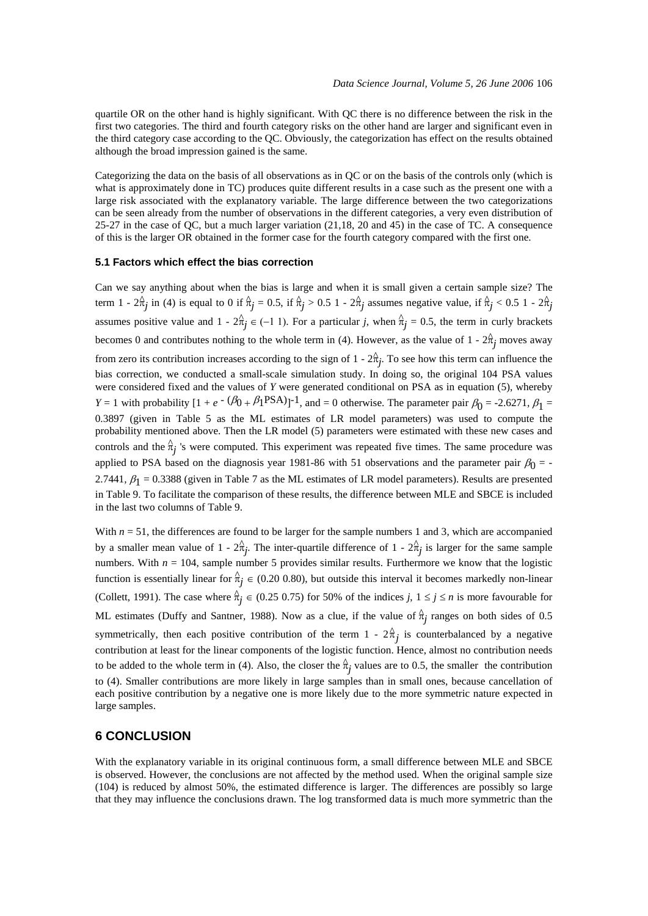quartile OR on the other hand is highly significant. With QC there is no difference between the risk in the first two categories. The third and fourth category risks on the other hand are larger and significant even in the third category case according to the QC. Obviously, the categorization has effect on the results obtained although the broad impression gained is the same.

Categorizing the data on the basis of all observations as in QC or on the basis of the controls only (which is what is approximately done in TC) produces quite different results in a case such as the present one with a large risk associated with the explanatory variable. The large difference between the two categorizations can be seen already from the number of observations in the different categories, a very even distribution of 25-27 in the case of QC, but a much larger variation (21,18, 20 and 45) in the case of TC. A consequence of this is the larger OR obtained in the former case for the fourth category compared with the first one.

### 5.1 Factors which effect the bias correction

Can we say anything about when the bias is large and when it is small given a certain sample size? The term $1 - 2\hat{\pi}_j$ in (4) is equal to 0 if $\hat{\pi}_j = 0.5$, if $\hat{\pi}_j > 0.5$ $1 - 2\hat{\pi}_j$ assumes negative value, if $\hat{\pi}_j < 0.5$ $1 - 2\hat{\pi}_j$ assumes positive value and $1 - 2\hat{\pi}_j \in (-1\ 1)$. For a particular $j$, when $\hat{\pi}_j = 0.5$, the term in curly brackets becomes 0 and contributes nothing to the whole term in (4). However, as the value of $1 - 2\hat{\pi}_j$ moves away from zero its contribution increases according to the sign of $1 - 2\hat{\pi}_j$. To see how this term can influence the bias correction, we conducted a small-scale simulation study. In doing so, the original 104 PSA values were considered fixed and the values of $Y$ were generated conditional on PSA as in equation (5), whereby $Y = 1$ with probability $[1 + e^{-(\beta_0 + \beta_1 \text{PSA})}]^{-1}$, and = 0 otherwise. The parameter pair $\beta_0 = -2.6271$, $\beta_1 = 0.3897$ (given in Table 5 as the ML estimates of LR model parameters) was used to compute the probability mentioned above. Then the LR model (5) parameters were estimated with these new cases and controls and the $\hat{\pi}_j$ 's were computed. This experiment was repeated five times. The same procedure was applied to PSA based on the diagnosis year 1981-86 with 51 observations and the parameter pair $\beta_0 = -2.7441$, $\beta_1 = 0.3388$ (given in Table 7 as the ML estimates of LR model parameters). Results are presented in Table 9. To facilitate the comparison of these results, the difference between MLE and SBCE is included in the last two columns of Table 9.

With $n = 51$, the differences are found to be larger for the sample numbers 1 and 3, which are accompanied by a smaller mean value of $1 - 2\hat{\pi}_j$. The inter-quartile difference of $1 - 2\hat{\pi}_j$ is larger for the same sample numbers. With $n = 104$, sample number 5 provides similar results. Furthermore we know that the logistic function is essentially linear for $\hat{\pi}_j \in (0.20\ 0.80)$, but outside this interval it becomes markedly non-linear (Collett, 1991). The case where $\hat{\pi}_j \in (0.25\ 0.75)$ for 50% of the indices $j$, $1 \le j \le n$ is more favourable for ML estimates (Duffy and Santner, 1988). Now as a clue, if the value of $\hat{\pi}_j$ ranges on both sides of 0.5 symmetrically, then each positive contribution of the term $1 - 2\hat{\pi}_j$ is counterbalanced by a negative contribution at least for the linear components of the logistic function. Hence, almost no contribution needs to be added to the whole term in (4). Also, the closer the $\hat{\pi}_j$ values are to 0.5, the smaller the contribution to (4). Smaller contributions are more likely in large samples than in small ones, because cancellation of each positive contribution by a negative one is more likely due to the more symmetric nature expected in large samples.

## 6 CONCLUSION

With the explanatory variable in its original continuous form, a small difference between MLE and SBCE is observed. However, the conclusions are not affected by the method used. When the original sample size (104) is reduced by almost 50%, the estimated difference is larger. The differences are possibly so large that they may influence the conclusions drawn. The log transformed data is much more symmetric than the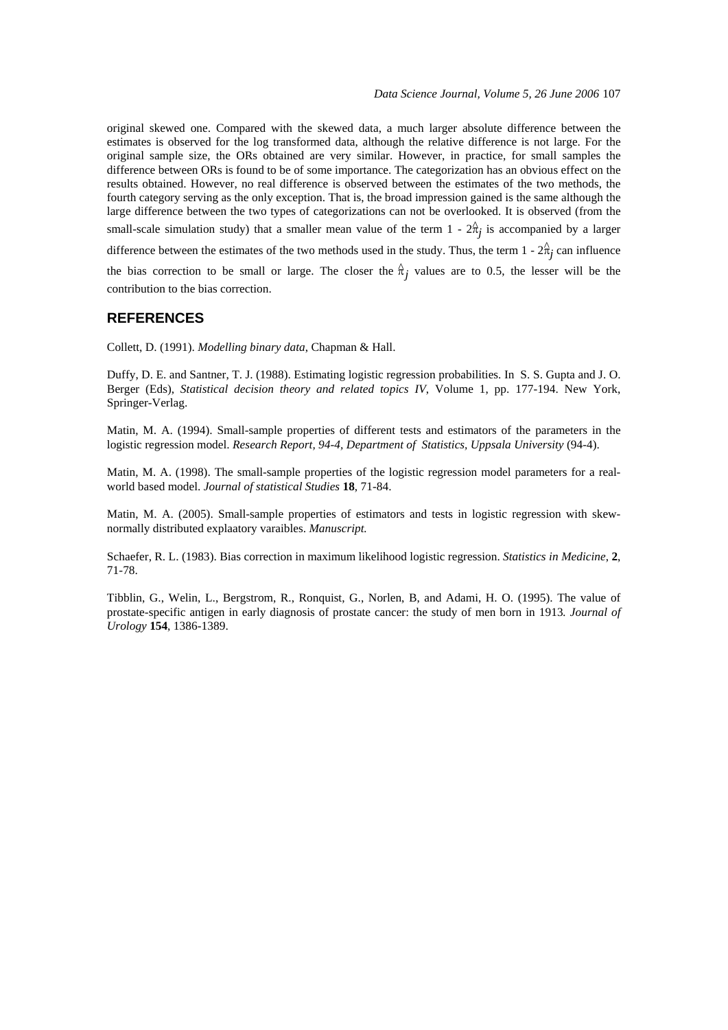original skewed one. Compared with the skewed data, a much larger absolute difference between the estimates is observed for the log transformed data, although the relative difference is not large. For the original sample size, the ORs obtained are very similar. However, in practice, for small samples the difference between ORs is found to be of some importance. The categorization has an obvious effect on the results obtained. However, no real difference is observed between the estimates of the two methods, the fourth category serving as the only exception. That is, the broad impression gained is the same although the large difference between the two types of categorizations can not be overlooked. It is observed (from the small-scale simulation study) that a smaller mean value of the term $1 - 2\hat{\pi}_j$ is accompanied by a larger difference between the estimates of the two methods used in the study. Thus, the term $1 - 2\hat{\pi}_j$ can influence the bias correction to be small or large. The closer the $\hat{\pi}_j$ values are to 0.5, the lesser will be the contribution to the bias correction.

## REFERENCES

Collett, D. (1991). *Modelling binary data,* Chapman & Hall.

Duffy, D. E. and Santner, T. J. (1988). Estimating logistic regression probabilities. In S. S. Gupta and J. O. Berger (Eds), *Statistical decision theory and related topics IV,* Volume 1, pp. 177-194. New York, Springer-Verlag.

Matin, M. A. (1994). Small-sample properties of different tests and estimators of the parameters in the logistic regression model. *Research Report, 94-4, Department of Statistics, Uppsala University* (94-4).

Matin, M. A. (1998). The small-sample properties of the logistic regression model parameters for a real-world based model. *Journal of statistical Studies* **18**, 71-84.

Matin, M. A. (2005). Small-sample properties of estimators and tests in logistic regression with skew-normally distributed explaatory varaibles. *Manuscript.*

Schaefer, R. L. (1983). Bias correction in maximum likelihood logistic regression. *Statistics in Medicine*, **2**, 71-78.

Tibblin, G., Welin, L., Bergstrom, R., Ronquist, G., Norlen, B, and Adami, H. O. (1995). The value of prostate-specific antigen in early diagnosis of prostate cancer: the study of men born in 1913*. Journal of Urology* **154**, 1386-1389.